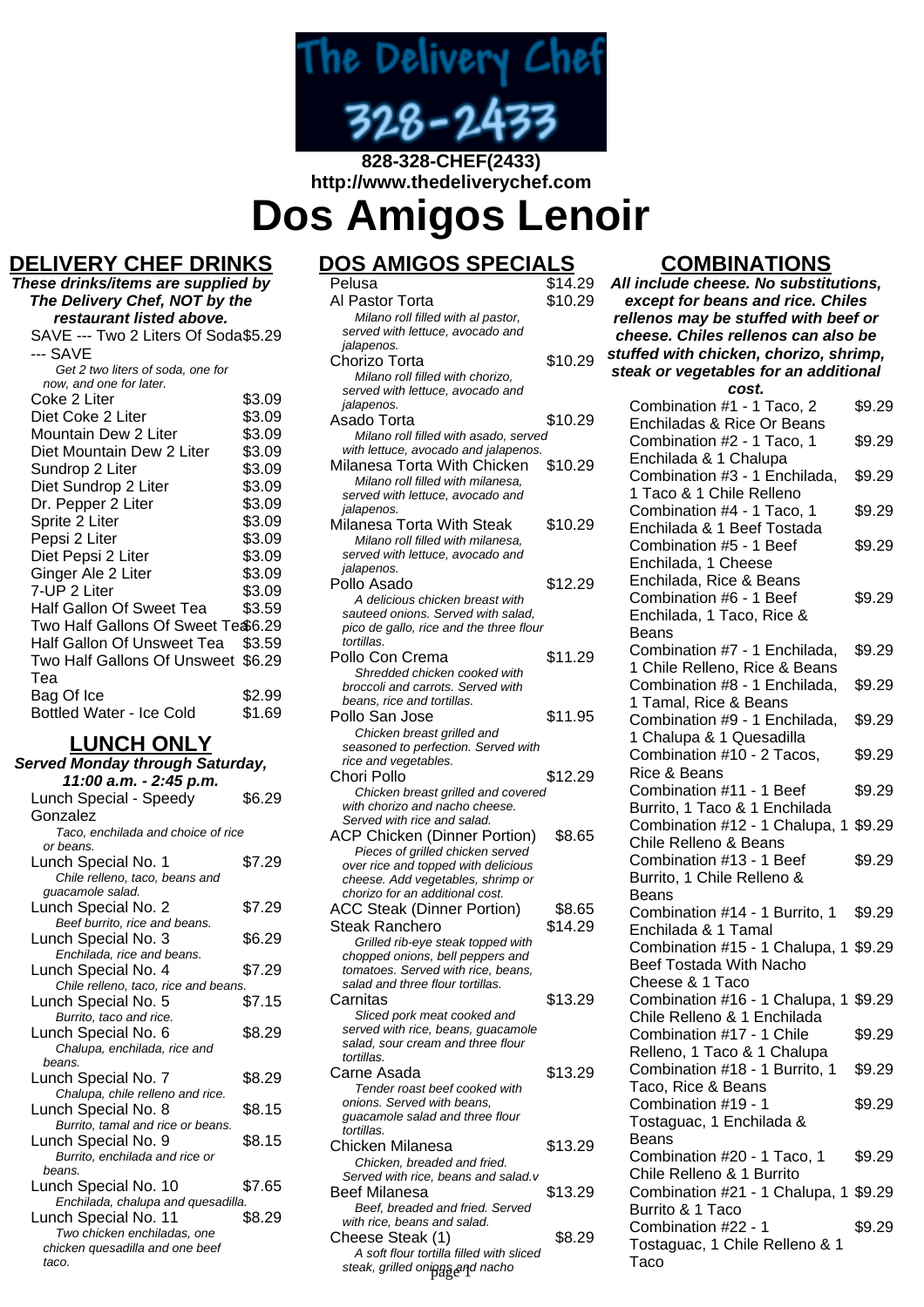The Delivery Chef 328-2433

**828-328-CHEF(2433)**
**http://www.thedeliverychef.com**

# Dos Amigos Lenoir

## DELIVERY CHEF DRINKS

**These drinks/items are supplied by The Delivery Chef, NOT by the restaurant listed above.**

| Item | Price |
|---|---|
| SAVE --- Two 2 Liters Of Soda --- SAVE<br>*Get 2 two liters of soda, one for now, and one for later.* | $5.29 |
| Coke 2 Liter | $3.09 |
| Diet Coke 2 Liter | $3.09 |
| Mountain Dew 2 Liter | $3.09 |
| Diet Mountain Dew 2 Liter | $3.09 |
| Sundrop 2 Liter | $3.09 |
| Diet Sundrop 2 Liter | $3.09 |
| Dr. Pepper 2 Liter | $3.09 |
| Sprite 2 Liter | $3.09 |
| Pepsi 2 Liter | $3.09 |
| Diet Pepsi 2 Liter | $3.09 |
| Ginger Ale 2 Liter | $3.09 |
| 7-UP 2 Liter | $3.09 |
| Half Gallon Of Sweet Tea | $3.59 |
| Two Half Gallons Of Sweet Tea | $6.29 |
| Half Gallon Of Unsweet Tea | $3.59 |
| Two Half Gallons Of Unsweet Tea | $6.29 |
| Bag Of Ice | $2.99 |
| Bottled Water - Ice Cold | $1.69 |

## LUNCH ONLY

**Served Monday through Saturday, 11:00 a.m. - 2:45 p.m.**

| Item | Price |
|---|---|
| Lunch Special - Speedy Gonzalez<br>*Taco, enchilada and choice of rice or beans.* | $6.29 |
| Lunch Special No. 1<br>*Chile relleno, taco, beans and guacamole salad.* | $7.29 |
| Lunch Special No. 2<br>*Beef burrito, rice and beans.* | $7.29 |
| Lunch Special No. 3<br>*Enchilada, rice and beans.* | $6.29 |
| Lunch Special No. 4<br>*Chile relleno, taco, rice and beans.* | $7.29 |
| Lunch Special No. 5<br>*Burrito, taco and rice.* | $7.15 |
| Lunch Special No. 6<br>*Chalupa, enchilada, rice and beans.* | $8.29 |
| Lunch Special No. 7<br>*Chalupa, chile relleno and rice.* | $8.29 |
| Lunch Special No. 8<br>*Burrito, tamal and rice or beans.* | $8.15 |
| Lunch Special No. 9<br>*Burrito, enchilada and rice or beans.* | $8.15 |
| Lunch Special No. 10<br>*Enchilada, chalupa and quesadilla.* | $7.65 |
| Lunch Special No. 11<br>*Two chicken enchiladas, one chicken quesadilla and one beef taco.* | $8.29 |

## DOS AMIGOS SPECIALS

| Item | Price |
|---|---|
| Pelusa | $14.29 |
| Al Pastor Torta<br>*Milano roll filled with al pastor, served with lettuce, avocado and jalapenos.* | $10.29 |
| Chorizo Torta<br>*Milano roll filled with chorizo, served with lettuce, avocado and jalapenos.* | $10.29 |
| Asado Torta<br>*Milano roll filled with asado, served with lettuce, avocado and jalapenos.* | $10.29 |
| Milanesa Torta With Chicken<br>*Milano roll filled with milanesa, served with lettuce, avocado and jalapenos.* | $10.29 |
| Milanesa Torta With Steak<br>*Milano roll filled with milanesa, served with lettuce, avocado and jalapenos.* | $10.29 |
| Pollo Asado<br>*A delicious chicken breast with sauteed onions. Served with salad, pico de gallo, rice and the three flour tortillas.* | $12.29 |
| Pollo Con Crema<br>*Shredded chicken cooked with broccoli and carrots. Served with beans, rice and tortillas.* | $11.29 |
| Pollo San Jose<br>*Chicken breast grilled and seasoned to perfection. Served with rice and vegetables.* | $11.95 |
| Chori Pollo<br>*Chicken breast grilled and covered with chorizo and nacho cheese. Served with rice and salad.* | $12.29 |
| ACP Chicken (Dinner Portion)<br>*Pieces of grilled chicken served over rice and topped with delicious cheese. Add vegetables, shrimp or chorizo for an additional cost.* | $8.65 |
| ACC Steak (Dinner Portion) | $8.65 |
| Steak Ranchero<br>*Grilled rib-eye steak topped with chopped onions, bell peppers and tomatoes. Served with rice, beans, salad and three flour tortillas.* | $14.29 |
| Carnitas<br>*Sliced pork meat cooked and served with rice, beans, guacamole salad, sour cream and three flour tortillas.* | $13.29 |
| Carne Asada<br>*Tender roast beef cooked with onions. Served with beans, guacamole salad and three flour tortillas.* | $13.29 |
| Chicken Milanesa<br>*Chicken, breaded and fried. Served with rice, beans and salad.v* | $13.29 |
| Beef Milanesa<br>*Beef, breaded and fried. Served with rice, beans and salad.* | $13.29 |
| Cheese Steak (1)<br>*A soft flour tortilla filled with sliced steak, grilled onions and nacho* | $8.29 |

## COMBINATIONS

**All include cheese. No substitutions, except for beans and rice. Chiles rellenos may be stuffed with beef or cheese. Chiles rellenos can also be stuffed with chicken, chorizo, shrimp, steak or vegetables for an additional cost.**

| Item | Price |
|---|---|
| Combination #1 - 1 Taco, 2 Enchiladas & Rice Or Beans | $9.29 |
| Combination #2 - 1 Taco, 1 Enchilada & 1 Chalupa | $9.29 |
| Combination #3 - 1 Enchilada, 1 Taco & 1 Chile Relleno | $9.29 |
| Combination #4 - 1 Taco, 1 Enchilada & 1 Beef Tostada | $9.29 |
| Combination #5 - 1 Beef Enchilada, 1 Cheese Enchilada, Rice & Beans | $9.29 |
| Combination #6 - 1 Beef Enchilada, 1 Taco, Rice & Beans | $9.29 |
| Combination #7 - 1 Enchilada, 1 Chile Relleno, Rice & Beans | $9.29 |
| Combination #8 - 1 Enchilada, 1 Tamal, Rice & Beans | $9.29 |
| Combination #9 - 1 Enchilada, 1 Chalupa & 1 Quesadilla | $9.29 |
| Combination #10 - 2 Tacos, Rice & Beans | $9.29 |
| Combination #11 - 1 Beef Burrito, 1 Taco & 1 Enchilada | $9.29 |
| Combination #12 - 1 Chalupa, 1 Chile Relleno & Beans | $9.29 |
| Combination #13 - 1 Beef Burrito, 1 Chile Relleno & Beans | $9.29 |
| Combination #14 - 1 Burrito, 1 Enchilada & 1 Tamal | $9.29 |
| Combination #15 - 1 Chalupa, 1 Beef Tostada With Nacho Cheese & 1 Taco | $9.29 |
| Combination #16 - 1 Chalupa, 1 Chile Relleno & 1 Enchilada | $9.29 |
| Combination #17 - 1 Chile Relleno, 1 Taco & 1 Chalupa | $9.29 |
| Combination #18 - 1 Burrito, 1 Taco, Rice & Beans | $9.29 |
| Combination #19 - 1 Tostaguac, 1 Enchilada & Beans | $9.29 |
| Combination #20 - 1 Taco, 1 Chile Relleno & 1 Burrito | $9.29 |
| Combination #21 - 1 Chalupa, 1 Burrito & 1 Taco | $9.29 |
| Combination #22 - 1 Tostaguac, 1 Chile Relleno & 1 Taco | $9.29 |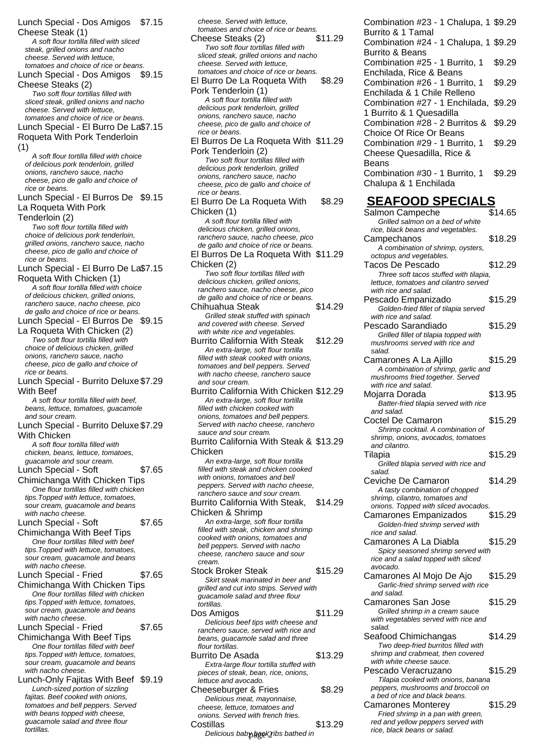Lunch Special - Dos Amigos Cheese Steak (1) $7.15
*A soft flour tortilla filled with sliced steak, grilled onions and nacho cheese. Served with lettuce, tomatoes and choice of rice or beans.*

Lunch Special - Dos Amigos Cheese Steaks (2) $9.15
*Two soft flour tortillas filled with sliced steak, grilled onions and nacho cheese. Served with lettuce, tomatoes and choice of rice or beans.*

Lunch Special - El Burro De La Roqueta With Pork Tenderloin (1) $7.15
*A soft flour tortilla filled with choice of delicious pork tenderloin, grilled onions, ranchero sauce, nacho cheese, pico de gallo and choice of rice or beans.*

Lunch Special - El Burros De La Roqueta With Pork Tenderloin (2) $9.15
*Two soft flour tortillas filled with choice of delicious pork tenderloin, grilled onions, ranchero sauce, nacho cheese, pico de gallo and choice of rice or beans.*

Lunch Special - El Burro De La Roqueta With Chicken (1) $7.15
*A soft flour tortilla filled with choice of delicious chicken, grilled onions, ranchero sauce, nacho cheese, pico de gallo and choice of rice or beans.*

Lunch Special - El Burros De La Roqueta With Chicken (2) $9.15
*Two soft flour tortillas filled with choice of delicious chicken, grilled onions, ranchero sauce, nacho cheese, pico de gallo and choice of rice or beans.*

Lunch Special - Burrito Deluxe With Beef $7.29
*A soft flour tortilla filled with beef, beans, lettuce, tomatoes, guacamole and sour cream.*

Lunch Special - Burrito Deluxe With Chicken $7.29
*A soft flour tortilla filled with chicken, beans, lettuce, tomatoes, guacamole and sour cream.*

Lunch Special - Soft Chimichanga With Chicken Tips $7.65
*One flour tortillas filled with chicken tips.Topped with lettuce, tomatoes, sour cream, guacamole and beans with nacho cheese.*

Lunch Special - Soft Chimichanga With Beef Tips $7.65
*One flour tortillas filled with beef tips.Topped with lettuce, tomatoes, sour cream, guacamole and beans with nacho cheese.*

Lunch Special - Fried Chimichanga With Chicken Tips $7.65
*One flour tortillas filled with chicken tips.Topped with lettuce, tomatoes, sour cream, guacamole and beans with nacho cheese.*

Lunch Special - Fried Chimichanga With Beef Tips $7.65
*One flour tortillas filled with beef tips.Topped with lettuce, tomatoes, sour cream, guacamole and beans with nacho cheese.*

Lunch-Only Fajitas With Beef $9.19
*Lunch-sized portion of sizzling fajitas. Beef cooked with onions, tomatoes and bell peppers. Served with beans topped with cheese, guacamole salad and three flour tortillas.*

*cheese. Served with lettuce, tomatoes and choice of rice or beans.*

Cheese Steaks (2) $11.29
*Two soft flour tortillas filled with sliced steak, grilled onions and nacho cheese. Served with lettuce, tomatoes and choice of rice or beans.*

El Burro De La Roqueta With Pork Tenderloin (1) $8.29
*A soft flour tortilla filled with delicious pork tenderloin, grilled onions, ranchero sauce, nacho cheese, pico de gallo and choice of rice or beans.*

El Burros De La Roqueta With Pork Tenderloin (2) $11.29
*Two soft flour tortillas filled with delicious pork tenderloin, grilled onions, ranchero sauce, nacho cheese, pico de gallo and choice of rice or beans.*

El Burro De La Roqueta With Chicken (1) $8.29
*A soft flour tortilla filled with delicious chicken, grilled onions, ranchero sauce, nacho cheese, pico de gallo and choice of rice or beans.*

El Burros De La Roqueta With Chicken (2) $11.29
*Two soft flour tortillas filled with delicious chicken, grilled onions, ranchero sauce, nacho cheese, pico de gallo and choice of rice or beans.*

Chihuahua Steak $14.29
*Grilled steak stuffed with spinach and covered with cheese. Served with white rice and vegetables.*

Burrito California With Steak $12.29
*An extra-large, soft flour tortilla filled with steak cooked with onions, tomatoes and bell peppers. Served with nacho cheese, ranchero sauce and sour cream.*

Burrito California With Chicken $12.29
*An extra-large, soft flour tortilla filled with chicken cooked with onions, tomatoes and bell peppers. Served with nacho cheese, ranchero sauce and sour cream.*

Burrito California With Steak & Chicken $13.29
*An extra-large, soft flour tortilla filled with steak and chicken cooked with onions, tomatoes and bell peppers. Served with nacho cheese, ranchero sauce and sour cream.*

Burrito California With Steak, Chicken & Shrimp $14.29
*An extra-large, soft flour tortilla filled with steak, chicken and shrimp cooked with onions, tomatoes and bell peppers. Served with nacho cheese, ranchero sauce and sour cream.*

Stock Broker Steak $15.29
*Skirt steak marinated in beer and grilled and cut into strips. Served with guacamole salad and three flour tortillas.*

Dos Amigos $11.29
*Delicious beef tips with cheese and ranchero sauce, served with rice and beans, guacamole salad and three flour tortillas.*

Burrito De Asada $13.29
*Extra-large flour tortilla stuffed with pieces of steak, bean, rice, onions, lettuce and avocado.*

Cheeseburger & Fries $8.29
*Delicious meat, mayonnaise, cheese, lettuce, tomatoes and onions. Served with french fries.*

Costillas $13.29
*Delicious baby back ribs bathed in*

Combination #23 - 1 Chalupa, 1 Burrito & 1 Tamal $9.29

Combination #24 - 1 Chalupa, 1 Burrito & Beans $9.29

Combination #25 - 1 Burrito, 1 Enchilada, Rice & Beans $9.29

Combination #26 - 1 Burrito, 1 Enchilada & 1 Chile Relleno $9.29

Combination #27 - 1 Enchilada, 1 Burrito & 1 Quesadilla $9.29

Combination #28 - 2 Burritos & Choice Of Rice Or Beans $9.29

Combination #29 - 1 Burrito, 1 Cheese Quesadilla, Rice & Beans $9.29

Combination #30 - 1 Burrito, 1 Chalupa & 1 Enchilada $9.29

## SEAFOOD SPECIALS

Salmon Campeche $14.65
*Grilled salmon on a bed of white rice, black beans and vegetables.*

Campechanos $18.29
*A combination of shrimp, oysters, octopus and vegetables.*

Tacos De Pescado $12.29
*Three soft tacos stuffed with tilapia, lettuce, tomatoes and cilantro served with rice and salad.*

Pescado Empanizado $15.29
*Golden-fried fillet of tilapia served with rice and salad.*

Pescado Sarandiado $15.29
*Grilled fillet of tilapia topped with mushrooms served with rice and salad.*

Camarones A La Ajillo $15.29
*A combination of shrimp, garlic and mushrooms fried together. Served with rice and salad.*

Mojarra Dorada $13.95
*Batter-fried tilapia served with rice and salad.*

Coctel De Camaron $15.29
*Shrimp cocktail. A combination of shrimp, onions, avocados, tomatoes and cilantro.*

Tilapia $15.29
*Grilled tilapia served with rice and salad.*

Ceviche De Camaron $14.29
*A tasty combination of chopped shrimp, cilantro, tomatoes and onions. Topped with sliced avocados.*

Camarones Empanizados $15.29
*Golden-fried shrimp served with rice and salad.*

Camarones A La Diabla $15.29
*Spicy seasoned shrimp served with rice and a salad topped with sliced avocado.*

Camarones Al Mojo De Ajo $15.29
*Garlic-fried shrimp served with rice and salad.*

Camarones San Jose $15.29
*Grilled shrimp in a cream sauce with vegetables served with rice and salad.*

Seafood Chimichangas $14.29
*Two deep-fried burritos filled with shrimp and crabmeat, then covered with white cheese sauce.*

Pescado Veracruzano $15.29
*Tilapia cooked with onions, banana peppers, mushrooms and broccoli on a bed of rice and black beans.*

Camarones Monterey $15.29
*Fried shrimp in a pan with green, red and yellow peppers served with rice, black beans or salad.*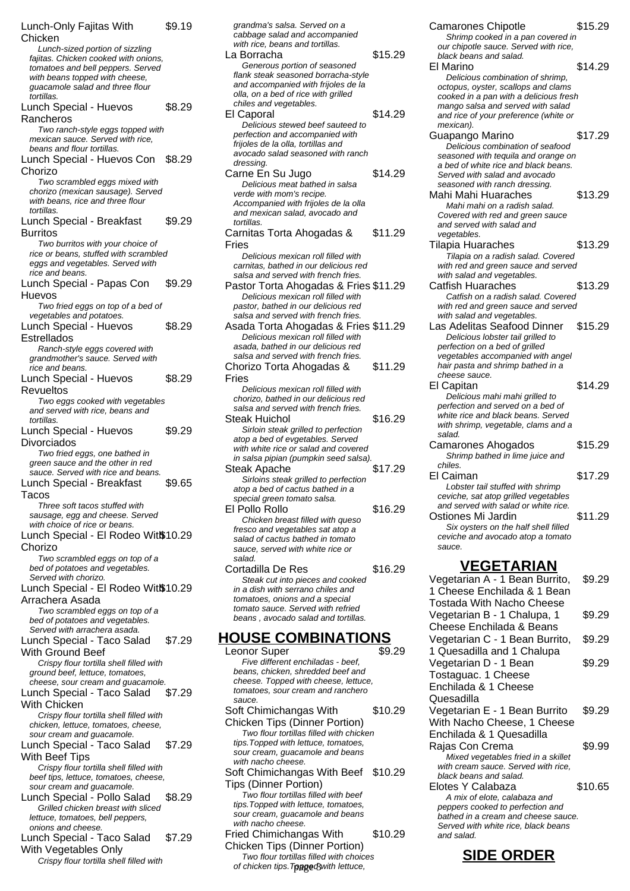Lunch-Only Fajitas With Chicken $9.19

*Lunch-sized portion of sizzling fajitas. Chicken cooked with onions, tomatoes and bell peppers. Served with beans topped with cheese, guacamole salad and three flour tortillas.*

Lunch Special - Huevos Rancheros $8.29

*Two ranch-style eggs topped with mexican sauce. Served with rice, beans and flour tortillas.*

Lunch Special - Huevos Con Chorizo $8.29

*Two scrambled eggs mixed with chorizo (mexican sausage). Served with beans, rice and three flour tortillas.*

Lunch Special - Breakfast Burritos $9.29

*Two burritos with your choice of rice or beans, stuffed with scrambled eggs and vegetables. Served with rice and beans.*

Lunch Special - Papas Con Huevos $9.29

*Two fried eggs on top of a bed of vegetables and potatoes.*

Lunch Special - Huevos Estrellados $8.29

*Ranch-style eggs covered with grandmother's sauce. Served with rice and beans.*

Lunch Special - Huevos Revueltos $8.29

*Two eggs cooked with vegetables and served with rice, beans and tortillas.*

Lunch Special - Huevos Divorciados $9.29

*Two fried eggs, one bathed in green sauce and the other in red sauce. Served with rice and beans.*

Lunch Special - Breakfast Tacos $9.65

*Three soft tacos stuffed with sausage, egg and cheese. Served with choice of rice or beans.*

Lunch Special - El Rodeo With Chorizo $10.29

*Two scrambled eggs on top of a bed of potatoes and vegetables. Served with chorizo.*

Lunch Special - El Rodeo With Arrachera Asada $10.29

*Two scrambled eggs on top of a bed of potatoes and vegetables. Served with arrachera asada.*

Lunch Special - Taco Salad With Ground Beef $7.29

*Crispy flour tortilla shell filled with ground beef, lettuce, tomatoes, cheese, sour cream and guacamole.*

Lunch Special - Taco Salad With Chicken $7.29

*Crispy flour tortilla shell filled with chicken, lettuce, tomatoes, cheese, sour cream and guacamole.*

Lunch Special - Taco Salad With Beef Tips $7.29

*Crispy flour tortilla shell filled with beef tips, lettuce, tomatoes, cheese, sour cream and guacamole.*

Lunch Special - Pollo Salad $8.29

*Grilled chicken breast with sliced lettuce, tomatoes, bell peppers, onions and cheese.*

Lunch Special - Taco Salad With Vegetables Only $7.29

*Crispy flour tortilla shell filled with grandma's salsa. Served on a cabbage salad and accompanied with rice, beans and tortillas.*

La Borracha $15.29

*Generous portion of seasoned flank steak seasoned borracha-style and accompanied with frijoles de la olla, on a bed of rice with grilled chiles and vegetables.*

El Caporal $14.29

*Delicious stewed beef sauteed to perfection and accompanied with frijoles de la olla, tortillas and avocado salad seasoned with ranch dressing.*

Carne En Su Jugo $14.29

*Delicious meat bathed in salsa verde with mom's recipe. Accompanied with frijoles de la olla and mexican salad, avocado and tortillas.*

Carnitas Torta Ahogadas & Fries $11.29

*Delicious mexican roll filled with carnitas, bathed in our delicious red salsa and served with french fries.*

Pastor Torta Ahogadas & Fries $11.29

*Delicious mexican roll filled with pastor, bathed in our delicious red salsa and served with french fries.*

Asada Torta Ahogadas & Fries $11.29

*Delicious mexican roll filled with asada, bathed in our delicious red salsa and served with french fries.*

Chorizo Torta Ahogadas & Fries $11.29

*Delicious mexican roll filled with chorizo, bathed in our delicious red salsa and served with french fries.*

Steak Huichol $16.29

*Sirloin steak grilled to perfection atop a bed of evgetables. Served with white rice or salad and covered in salsa pipian (pumpkin seed salsa).*

Steak Apache $17.29

*Sirloins steak grilled to perfection atop a bed of cactus bathed in a special green tomato salsa.*

El Pollo Rollo $16.29

*Chicken breast filled with queso fresco and vegetables sat atop a salad of cactus bathed in tomato sauce, served with white rice or salad.*

Cortadilla De Res $16.29

*Steak cut into pieces and cooked in a dish with serrano chiles and tomatoes, onions and a special tomato sauce. Served with refried beans , avocado salad and tortillas.*

## HOUSE COMBINATIONS

Leonor Super $9.29

*Five different enchiladas - beef, beans, chicken, shredded beef and cheese. Topped with cheese, lettuce, tomatoes, sour cream and ranchero sauce.*

Soft Chimichangas With Chicken Tips (Dinner Portion) $10.29

*Two flour tortillas filled with chicken tips.Topped with lettuce, tomatoes, sour cream, guacamole and beans with nacho cheese.*

Soft Chimichangas With Beef Tips (Dinner Portion) $10.29

*Two flour tortillas filled with beef tips.Topped with lettuce, tomatoes, sour cream, guacamole and beans with nacho cheese.*

Fried Chimichangas With Chicken Tips (Dinner Portion) $10.29

*Two flour tortillas filled with choices of chicken tips.Topped with lettuce,*

Camarones Chipotle $15.29

*Shrimp cooked in a pan covered in our chipotle sauce. Served with rice, black beans and salad.*

El Marino $14.29

*Delicious combination of shrimp, octopus, oyster, scallops and clams cooked in a pan with a delicious fresh mango salsa and served with salad and rice of your preference (white or mexican).*

Guapango Marino $17.29

*Delicious combination of seafood seasoned with tequila and orange on a bed of white rice and black beans. Served with salad and avocado seasoned with ranch dressing.*

Mahi Mahi Huaraches $13.29

*Mahi mahi on a radish salad. Covered with red and green sauce and served with salad and vegetables.*

Tilapia Huaraches $13.29

*Tilapia on a radish salad. Covered with red and green sauce and served with salad and vegetables.*

Catfish Huaraches $13.29

*Catfish on a radish salad. Covered with red and green sauce and served with salad and vegetables.*

Las Adelitas Seafood Dinner $15.29

*Delicious lobster tail grilled to perfection on a bed of grilled vegetables accompanied with angel hair pasta and shrimp bathed in a cheese sauce.*

El Capitan $14.29

*Delicious mahi mahi grilled to perfection and served on a bed of white rice and black beans. Served with shrimp, vegetable, clams and a salad.*

Camarones Ahogados $15.29

*Shrimp bathed in lime juice and chiles.*

El Caiman $17.29

*Lobster tail stuffed with shrimp ceviche, sat atop grilled vegetables and served with salad or white rice.*

Ostiones Mi Jardin $11.29

*Six oysters on the half shell filled ceviche and avocado atop a tomato sauce.*

## VEGETARIAN

Vegetarian A - 1 Bean Burrito, 1 Cheese Enchilada & 1 Bean Tostada With Nacho Cheese $9.29

Vegetarian B - 1 Chalupa, 1 Cheese Enchilada & Beans $9.29

Vegetarian C - 1 Bean Burrito, 1 Quesadilla and 1 Chalupa $9.29

Vegetarian D - 1 Bean Tostaguac. 1 Cheese Enchilada & 1 Cheese Quesadilla $9.29

Vegetarian E - 1 Bean Burrito With Nacho Cheese, 1 Cheese Enchilada & 1 Quesadilla $9.29

Rajas Con Crema $9.99

*Mixed vegetables fried in a skillet with cream sauce. Served with rice, black beans and salad.*

Elotes Y Calabaza $10.65

*A mix of elote, calabaza and peppers cooked to perfection and bathed in a cream and cheese sauce. Served with white rice, black beans and salad.*

## SIDE ORDER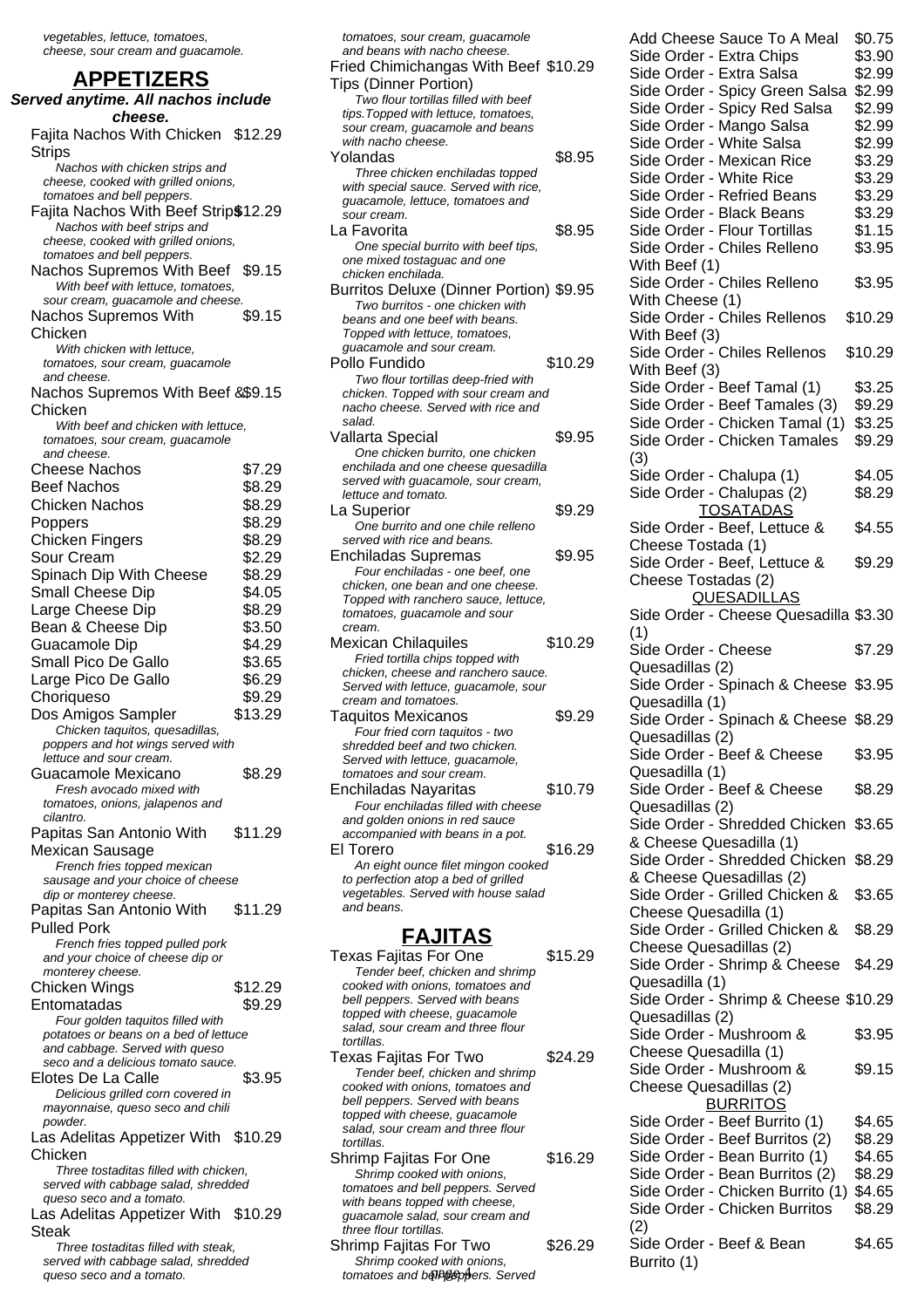vegetables, lettuce, tomatoes, cheese, sour cream and guacamole.

## APPETIZERS

**Served anytime. All nachos include cheese.**

Fajita Nachos With Chicken Strips $12.29
*Nachos with chicken strips and cheese, cooked with grilled onions, tomatoes and bell peppers.*

Fajita Nachos With Beef Strips $12.29
*Nachos with beef strips and cheese, cooked with grilled onions, tomatoes and bell peppers.*

Nachos Supremos With Beef $9.15
*With beef with lettuce, tomatoes, sour cream, guacamole and cheese.*

Nachos Supremos With Chicken $9.15
*With chicken with lettuce, tomatoes, sour cream, guacamole and cheese.*

Nachos Supremos With Beef & Chicken $9.15
*With beef and chicken with lettuce, tomatoes, sour cream, guacamole and cheese.*

Cheese Nachos $7.29

Beef Nachos $8.29

Chicken Nachos $8.29

Poppers $8.29

Chicken Fingers $8.29

Sour Cream $2.29

Spinach Dip With Cheese $8.29

Small Cheese Dip $4.05

Large Cheese Dip $8.29

Bean & Cheese Dip $3.50

Guacamole Dip $4.29

Small Pico De Gallo $3.65

Large Pico De Gallo $6.29

Choriqueso $9.29

Dos Amigos Sampler $13.29
*Chicken taquitos, quesadillas, poppers and hot wings served with lettuce and sour cream.*

Guacamole Mexicano $8.29
*Fresh avocado mixed with tomatoes, onions, jalapenos and cilantro.*

Papitas San Antonio With Mexican Sausage $11.29
*French fries topped mexican sausage and your choice of cheese dip or monterey cheese.*

Papitas San Antonio With Pulled Pork $11.29
*French fries topped pulled pork and your choice of cheese dip or monterey cheese.*

Chicken Wings $12.29

Entomatadas $9.29
*Four golden taquitos filled with potatoes or beans on a bed of lettuce and cabbage. Served with queso seco and a delicious tomato sauce.*

Elotes De La Calle $3.95
*Delicious grilled corn covered in mayonnaise, queso seco and chili powder.*

Las Adelitas Appetizer With Chicken $10.29
*Three tostaditas filled with chicken, served with cabbage salad, shredded queso seco and a tomato.*

Las Adelitas Appetizer With Steak $10.29
*Three tostaditas filled with steak, served with cabbage salad, shredded queso seco and a tomato.*

*tomatoes, sour cream, guacamole and beans with nacho cheese.*

Fried Chimichangas With Beef Tips (Dinner Portion) $10.29
*Two flour tortillas filled with beef tips.Topped with lettuce, tomatoes, sour cream, guacamole and beans with nacho cheese.*

Yolandas $8.95
*Three chicken enchiladas topped with special sauce. Served with rice, guacamole, lettuce, tomatoes and sour cream.*

La Favorita $8.95
*One special burrito with beef tips, one mixed tostaguac and one chicken enchilada.*

Burritos Deluxe (Dinner Portion) $9.95
*Two burritos - one chicken with beans and one beef with beans. Topped with lettuce, tomatoes, guacamole and sour cream.*

Pollo Fundido $10.29
*Two flour tortillas deep-fried with chicken. Topped with sour cream and nacho cheese. Served with rice and salad.*

Vallarta Special $9.95
*One chicken burrito, one chicken enchilada and one cheese quesadilla served with guacamole, sour cream, lettuce and tomato.*

La Superior $9.29
*One burrito and one chile relleno served with rice and beans.*

Enchiladas Supremas $9.95
*Four enchiladas - one beef, one chicken, one bean and one cheese. Topped with ranchero sauce, lettuce, tomatoes, guacamole and sour cream.*

Mexican Chilaquiles $10.29
*Fried tortilla chips topped with chicken, cheese and ranchero sauce. Served with lettuce, guacamole, sour cream and tomatoes.*

Taquitos Mexicanos $9.29
*Four fried corn taquitos - two shredded beef and two chicken. Served with lettuce, guacamole, tomatoes and sour cream.*

Enchiladas Nayaritas $10.79
*Four enchiladas filled with cheese and golden onions in red sauce accompanied with beans in a pot.*

El Torero $16.29
*An eight ounce filet mingon cooked to perfection atop a bed of grilled vegetables. Served with house salad and beans.*

## FAJITAS

Texas Fajitas For One $15.29
*Tender beef, chicken and shrimp cooked with onions, tomatoes and bell peppers. Served with beans topped with cheese, guacamole salad, sour cream and three flour tortillas.*

Texas Fajitas For Two $24.29
*Tender beef, chicken and shrimp cooked with onions, tomatoes and bell peppers. Served with beans topped with cheese, guacamole salad, sour cream and three flour tortillas.*

Shrimp Fajitas For One $16.29
*Shrimp cooked with onions, tomatoes and bell peppers. Served with beans topped with cheese, guacamole salad, sour cream and three flour tortillas.*

Shrimp Fajitas For Two $26.29
*Shrimp cooked with onions, tomatoes and bell peppers. Served*

Add Cheese Sauce To A Meal $0.75

Side Order - Extra Chips $3.90

Side Order - Extra Salsa $2.99

Side Order - Spicy Green Salsa $2.99

Side Order - Spicy Red Salsa $2.99

Side Order - Mango Salsa $2.99

Side Order - White Salsa $2.99

Side Order - Mexican Rice $3.29

Side Order - White Rice $3.29

Side Order - Refried Beans $3.29

Side Order - Black Beans $3.29

Side Order - Flour Tortillas $1.15

Side Order - Chiles Relleno With Beef (1) $3.95

Side Order - Chiles Relleno With Cheese (1) $3.95

Side Order - Chiles Rellenos With Beef (3) $10.29

Side Order - Chiles Rellenos With Beef (3) $10.29

Side Order - Beef Tamal (1) $3.25

Side Order - Beef Tamales (3) $9.29

Side Order - Chicken Tamal (1) $3.25

Side Order - Chicken Tamales (3) $9.29

Side Order - Chalupa (1) $4.05

Side Order - Chalupas (2) $8.29

### TOSATADAS

Side Order - Beef, Lettuce & Cheese Tostada (1) $4.55

Side Order - Beef, Lettuce & Cheese Tostadas (2) $9.29

### QUESADILLAS

Side Order - Cheese Quesadilla (1) $3.30

Side Order - Cheese Quesadillas (2) $7.29

Side Order - Spinach & Cheese Quesadilla (1) $3.95

Side Order - Spinach & Cheese Quesadillas (2) $8.29

Side Order - Beef & Cheese Quesadilla (1) $3.95

Side Order - Beef & Cheese Quesadillas (2) $8.29

Side Order - Shredded Chicken & Cheese Quesadilla (1) $3.65

Side Order - Shredded Chicken & Cheese Quesadillas (2) $8.29

Side Order - Grilled Chicken & Cheese Quesadilla (1) $3.65

Side Order - Grilled Chicken & Cheese Quesadillas (2) $8.29

Side Order - Shrimp & Cheese Quesadilla (1) $4.29

Side Order - Shrimp & Cheese Quesadillas (2) $10.29

Side Order - Mushroom & Cheese Quesadilla (1) $3.95

Side Order - Mushroom & Cheese Quesadillas (2) $9.15

### BURRITOS

Side Order - Beef Burrito (1) $4.65

Side Order - Beef Burritos (2) $8.29

Side Order - Bean Burrito (1) $4.65

Side Order - Bean Burritos (2) $8.29

Side Order - Chicken Burrito (1) $4.65

Side Order - Chicken Burritos (2) $8.29

Side Order - Beef & Bean Burrito (1) $4.65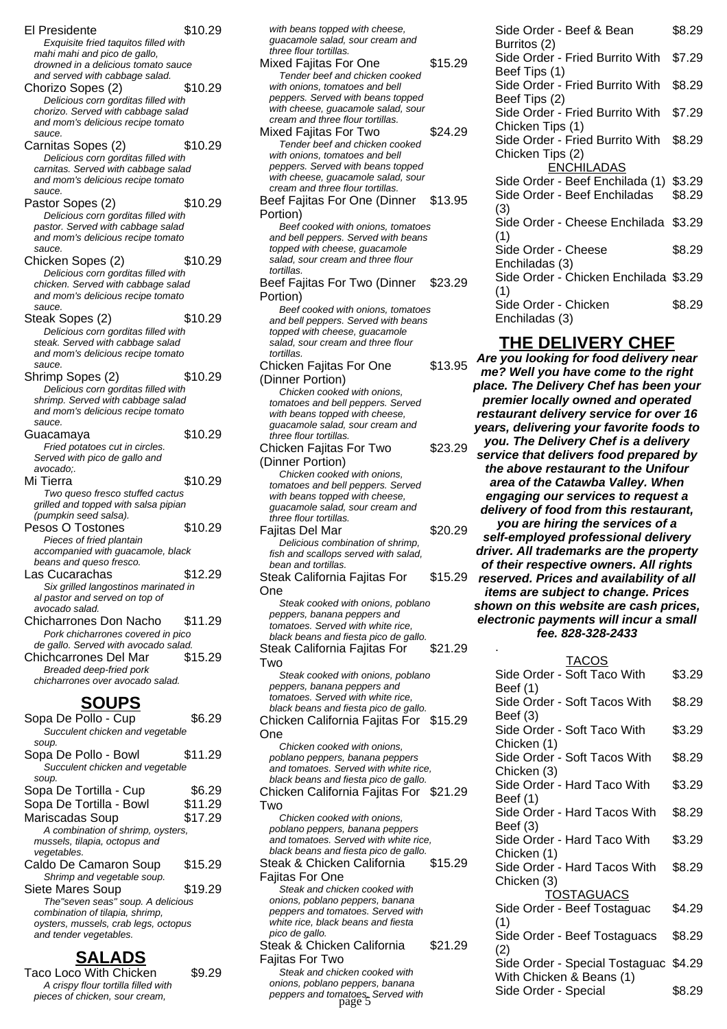El Presidente $10.29
*Exquisite fried taquitos filled with mahi mahi and pico de gallo, drowned in a delicious tomato sauce and served with cabbage salad.*

Chorizo Sopes (2) $10.29
*Delicious corn gorditas filled with chorizo. Served with cabbage salad and mom's delicious recipe tomato sauce.*

Carnitas Sopes (2) $10.29
*Delicious corn gorditas filled with carnitas. Served with cabbage salad and mom's delicious recipe tomato sauce.*

Pastor Sopes (2) $10.29
*Delicious corn gorditas filled with pastor. Served with cabbage salad and mom's delicious recipe tomato sauce.*

Chicken Sopes (2) $10.29
*Delicious corn gorditas filled with chicken. Served with cabbage salad and mom's delicious recipe tomato sauce.*

Steak Sopes (2) $10.29
*Delicious corn gorditas filled with steak. Served with cabbage salad and mom's delicious recipe tomato sauce.*

Shrimp Sopes (2) $10.29
*Delicious corn gorditas filled with shrimp. Served with cabbage salad and mom's delicious recipe tomato sauce.*

Guacamaya $10.29
*Fried potatoes cut in circles. Served with pico de gallo and avocado;.*

Mi Tierra $10.29
*Two queso fresco stuffed cactus grilled and topped with salsa pipian (pumpkin seed salsa).*

Pesos O Tostones $10.29
*Pieces of fried plantain accompanied with guacamole, black beans and queso fresco.*

Las Cucarachas $12.29
*Six grilled langostinos marinated in al pastor and served on top of avocado salad.*

Chicharrones Don Nacho $11.29
*Pork chicharrones covered in pico de gallo. Served with avocado salad.*

Chichcarrones Del Mar $15.29
*Breaded deep-fried pork chicharrones over avocado salad.*

## SOUPS

Sopa De Pollo - Cup $6.29
*Succulent chicken and vegetable soup.*

Sopa De Pollo - Bowl $11.29
*Succulent chicken and vegetable soup.*

Sopa De Tortilla - Cup $6.29

Sopa De Tortilla - Bowl $11.29

Mariscadas Soup $17.29
*A combination of shrimp, oysters, mussels, tilapia, octopus and vegetables.*

Caldo De Camaron Soup $15.29
*Shrimp and vegetable soup.*

Siete Mares Soup $19.29
*The"seven seas" soup. A delicious combination of tilapia, shrimp, oysters, mussels, crab legs, octopus and tender vegetables.*

## SALADS

Taco Loco With Chicken $9.29
*A crispy flour tortilla filled with pieces of chicken, sour cream, with beans topped with cheese, guacamole salad, sour cream and three flour tortillas.*

Mixed Fajitas For One $15.29
*Tender beef and chicken cooked with onions, tomatoes and bell peppers. Served with beans topped with cheese, guacamole salad, sour cream and three flour tortillas.*

Mixed Fajitas For Two $24.29
*Tender beef and chicken cooked with onions, tomatoes and bell peppers. Served with beans topped with cheese, guacamole salad, sour cream and three flour tortillas.*

Beef Fajitas For One (Dinner Portion) $13.95
*Beef cooked with onions, tomatoes and bell peppers. Served with beans topped with cheese, guacamole salad, sour cream and three flour tortillas.*

Beef Fajitas For Two (Dinner Portion) $23.29
*Beef cooked with onions, tomatoes and bell peppers. Served with beans topped with cheese, guacamole salad, sour cream and three flour tortillas.*

Chicken Fajitas For One (Dinner Portion) $13.95
*Chicken cooked with onions, tomatoes and bell peppers. Served with beans topped with cheese, guacamole salad, sour cream and three flour tortillas.*

Chicken Fajitas For Two (Dinner Portion) $23.29
*Chicken cooked with onions, tomatoes and bell peppers. Served with beans topped with cheese, guacamole salad, sour cream and three flour tortillas.*

Fajitas Del Mar $20.29
*Delicious combination of shrimp, fish and scallops served with salad, bean and tortillas.*

Steak California Fajitas For One $15.29
*Steak cooked with onions, poblano peppers, banana peppers and tomatoes. Served with white rice, black beans and fiesta pico de gallo.*

Steak California Fajitas For Two $21.29
*Steak cooked with onions, poblano peppers, banana peppers and tomatoes. Served with white rice, black beans and fiesta pico de gallo.*

Chicken California Fajitas For One $15.29
*Chicken cooked with onions, poblano peppers, banana peppers and tomatoes. Served with white rice, black beans and fiesta pico de gallo.*

Chicken California Fajitas For Two $21.29
*Chicken cooked with onions, poblano peppers, banana peppers and tomatoes. Served with white rice, black beans and fiesta pico de gallo.*

Steak & Chicken California Fajitas For One $15.29
*Steak and chicken cooked with onions, poblano peppers, banana peppers and tomatoes. Served with white rice, black beans and fiesta pico de gallo.*

Steak & Chicken California Fajitas For Two $21.29
*Steak and chicken cooked with onions, poblano peppers, banana peppers and tomatoes. Served with*

Side Order - Beef & Bean Burritos (2) $8.29

Side Order - Fried Burrito With Beef Tips (1) $7.29

Side Order - Fried Burrito With Beef Tips (2) $8.29

Side Order - Fried Burrito With Chicken Tips (1) $7.29

Side Order - Fried Burrito With Chicken Tips (2) $8.29

ENCHILADAS

Side Order - Beef Enchilada (1) $3.29

Side Order - Beef Enchiladas (3) $8.29

Side Order - Cheese Enchilada (1) $3.29

Side Order - Cheese Enchiladas (3) $8.29

Side Order - Chicken Enchilada (1) $3.29

Side Order - Chicken Enchiladas (3) $8.29

## THE DELIVERY CHEF

***Are you looking for food delivery near me? Well you have come to the right place. The Delivery Chef has been your premier locally owned and operated restaurant delivery service for over 16 years, delivering your favorite foods to you. The Delivery Chef is a delivery service that delivers food prepared by the above restaurant to the Unifour area of the Catawba Valley. When engaging our services to request a delivery of food from this restaurant, you are hiring the services of a self-employed professional delivery driver. All trademarks are the property of their respective owners. All rights reserved. Prices and availability of all items are subject to change. Prices shown on this website are cash prices, electronic payments will incur a small fee. 828-328-2433***

.

TACOS

Side Order - Soft Taco With Beef (1) $3.29

Side Order - Soft Tacos With Beef (3) $8.29

Side Order - Soft Taco With Chicken (1) $3.29

Side Order - Soft Tacos With Chicken (3) $8.29

Side Order - Hard Taco With Beef (1) $3.29

Side Order - Hard Tacos With Beef (3) $8.29

Side Order - Hard Taco With Chicken (1) $3.29

Side Order - Hard Tacos With Chicken (3) $8.29

TOSTAGUACS

Side Order - Beef Tostaguac (1) $4.29

Side Order - Beef Tostaguacs (2) $8.29

Side Order - Special Tostaguac With Chicken & Beans (1) $4.29

Side Order - Special $8.29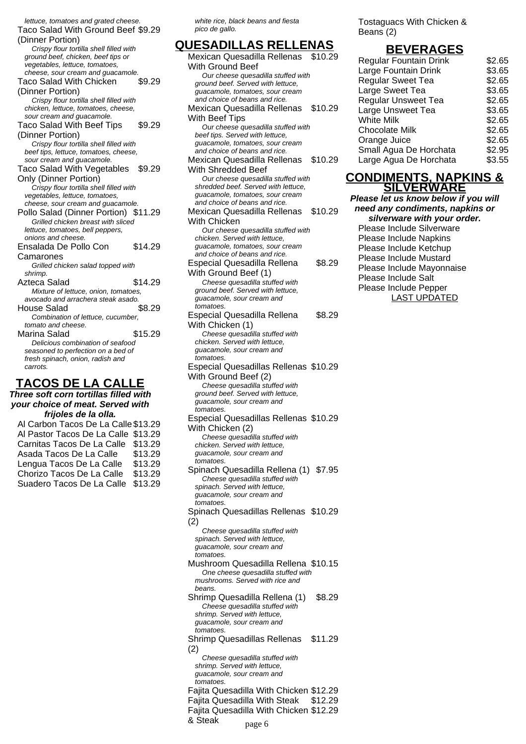*lettuce, tomatoes and grated cheese.*

Taco Salad With Ground Beef (Dinner Portion) $9.29

*Crispy flour tortilla shell filled with ground beef, chicken, beef tips or vegetables, lettuce, tomatoes, cheese, sour cream and guacamole.*

Taco Salad With Chicken (Dinner Portion) $9.29

*Crispy flour tortilla shell filled with chicken, lettuce, tomatoes, cheese, sour cream and guacamole.*

Taco Salad With Beef Tips (Dinner Portion) $9.29

*Crispy flour tortilla shell filled with beef tips, lettuce, tomatoes, cheese, sour cream and guacamole.*

Taco Salad With Vegetables Only (Dinner Portion) $9.29

*Crispy flour tortilla shell filled with vegetables, lettuce, tomatoes, cheese, sour cream and guacamole.*

Pollo Salad (Dinner Portion) $11.29

*Grilled chicken breast with sliced lettuce, tomatoes, bell peppers, onions and cheese.*

Ensalada De Pollo Con Camarones $14.29

*Grilled chicken salad topped with shrimp.*

Azteca Salad $14.29

*Mixture of lettuce, onion, tomatoes, avocado and arrachera steak asado.*

House Salad $8.29

*Combination of lettuce, cucumber, tomato and cheese.*

Marina Salad $15.29

*Delicious combination of seafood seasoned to perfection on a bed of fresh spinach, onion, radish and carrots.*

## TACOS DE LA CALLE

***Three soft corn tortillas filled with your choice of meat. Served with frijoles de la olla.***

| Item | Price |
|---|---|
| Al Carbon Tacos De La Calle | $13.29 |
| Al Pastor Tacos De La Calle | $13.29 |
| Carnitas Tacos De La Calle | $13.29 |
| Asada Tacos De La Calle | $13.29 |
| Lengua Tacos De La Calle | $13.29 |
| Chorizo Tacos De La Calle | $13.29 |
| Suadero Tacos De La Calle | $13.29 |

*white rice, black beans and fiesta pico de gallo.*

## QUESADILLAS RELLENAS

Mexican Quesadilla Rellenas With Ground Beef $10.29

*Our cheese quesadilla stuffed with ground beef. Served with lettuce, guacamole, tomatoes, sour cream and choice of beans and rice.*

Mexican Quesadilla Rellenas With Beef Tips $10.29

*Our cheese quesadilla stuffed with beef tips. Served with lettuce, guacamole, tomatoes, sour cream and choice of beans and rice.*

Mexican Quesadilla Rellenas With Shredded Beef $10.29

*Our cheese quesadilla stuffed with shredded beef. Served with lettuce, guacamole, tomatoes, sour cream and choice of beans and rice.*

Mexican Quesadilla Rellenas With Chicken $10.29

*Our cheese quesadilla stuffed with chicken. Served with lettuce, guacamole, tomatoes, sour cream and choice of beans and rice.*

Especial Quesadilla Rellena With Ground Beef (1) $8.29

*Cheese quesadilla stuffed with ground beef. Served with lettuce, guacamole, sour cream and tomatoes.*

Especial Quesadilla Rellena With Chicken (1) $8.29

*Cheese quesadilla stuffed with chicken. Served with lettuce, guacamole, sour cream and tomatoes.*

Especial Quesadillas Rellenas With Ground Beef (2) $10.29

*Cheese quesadilla stuffed with ground beef. Served with lettuce, guacamole, sour cream and tomatoes.*

Especial Quesadillas Rellenas With Chicken (2) $10.29

*Cheese quesadilla stuffed with chicken. Served with lettuce, guacamole, sour cream and tomatoes.*

Spinach Quesadilla Rellena (1) $7.95

*Cheese quesadilla stuffed with spinach. Served with lettuce, guacamole, sour cream and tomatoes.*

Spinach Quesadillas Rellenas (2) $10.29

*Cheese quesadilla stuffed with spinach. Served with lettuce, guacamole, sour cream and tomatoes.*

Mushroom Quesadilla Rellena $10.15

*One cheese quesadilla stuffed with mushrooms. Served with rice and beans.*

Shrimp Quesadilla Rellena (1) $8.29

*Cheese quesadilla stuffed with shrimp. Served with lettuce, guacamole, sour cream and tomatoes.*

Shrimp Quesadillas Rellenas (2) $11.29

*Cheese quesadilla stuffed with shrimp. Served with lettuce, guacamole, sour cream and tomatoes.*

Fajita Quesadilla With Chicken $12.29

Fajita Quesadilla With Steak $12.29

Fajita Quesadilla With Chicken & Steak $12.29

Tostaguacs With Chicken & Beans (2)

## BEVERAGES

| Item | Price |
|---|---|
| Regular Fountain Drink | $2.65 |
| Large Fountain Drink | $3.65 |
| Regular Sweet Tea | $2.65 |
| Large Sweet Tea | $3.65 |
| Regular Unsweet Tea | $2.65 |
| Large Unsweet Tea | $3.65 |
| White Milk | $2.65 |
| Chocolate Milk | $2.65 |
| Orange Juice | $2.65 |
| Small Agua De Horchata | $2.95 |
| Large Agua De Horchata | $3.55 |

## CONDIMENTS, NAPKINS & SILVERWARE

***Please let us know below if you will need any condiments, napkins or silverware with your order.***

- Please Include Silverware
- Please Include Napkins
- Please Include Ketchup
- Please Include Mustard
- Please Include Mayonnaise
- Please Include Salt
- Please Include Pepper

LAST UPDATED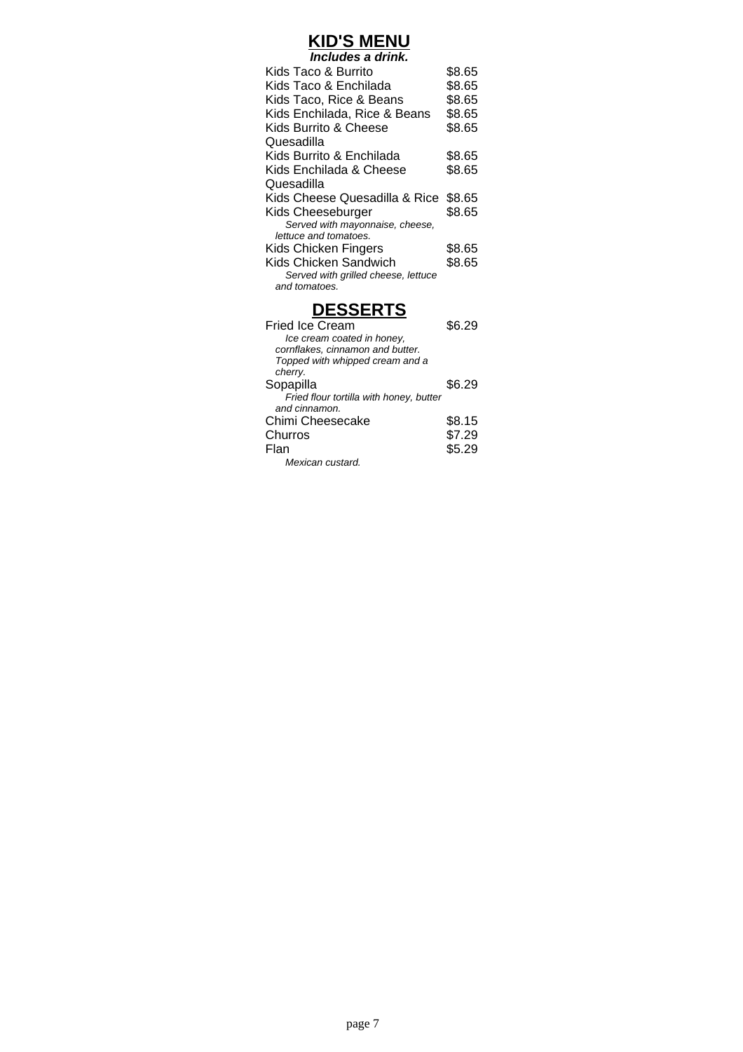## KID'S MENU

***Includes a drink.***

| | |
|---|---|
| Kids Taco & Burrito | $8.65 |
| Kids Taco & Enchilada | $8.65 |
| Kids Taco, Rice & Beans | $8.65 |
| Kids Enchilada, Rice & Beans | $8.65 |
| Kids Burrito & Cheese Quesadilla | $8.65 |
| Kids Burrito & Enchilada | $8.65 |
| Kids Enchilada & Cheese Quesadilla | $8.65 |
| Kids Cheese Quesadilla & Rice | $8.65 |
| Kids Cheeseburger<br>*Served with mayonnaise, cheese, lettuce and tomatoes.* | $8.65 |
| Kids Chicken Fingers | $8.65 |
| Kids Chicken Sandwich<br>*Served with grilled cheese, lettuce and tomatoes.* | $8.65 |

## DESSERTS

| | |
|---|---|
| Fried Ice Cream<br>*Ice cream coated in honey, cornflakes, cinnamon and butter. Topped with whipped cream and a cherry.* | $6.29 |
| Sopapilla<br>*Fried flour tortilla with honey, butter and cinnamon.* | $6.29 |
| Chimi Cheesecake | $8.15 |
| Churros | $7.29 |
| Flan<br>*Mexican custard.* | $5.29 |